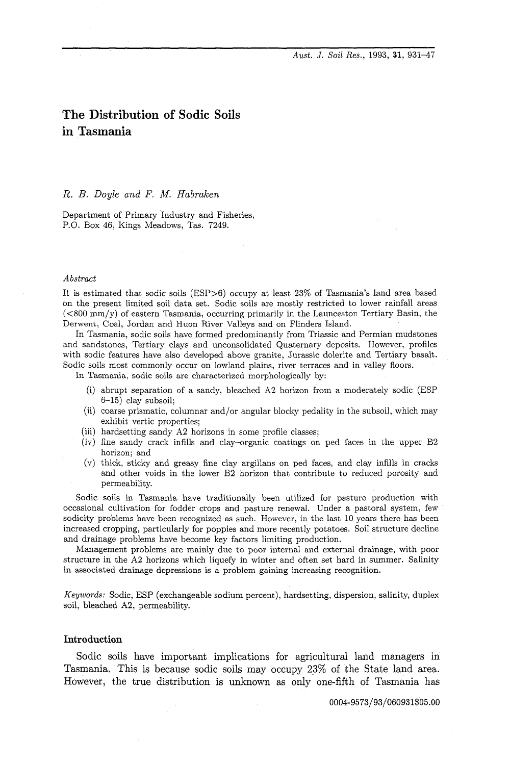# The Distribution of Sodic Soils in Tasmania

*R. B. Doyle and F. M. Habraken*

Department of Primary Industry and Fisheries, P.O. Box 46, Kings Meadows, Tas. 7249.

### *Abstract*

It is estimated that sodic soils (ESP>6) occupy at least 23% of Tasmania's land area based on the present limited soil data set. Sodic soils are mostly restricted to lower rainfall areas (<800 mm/y) of eastern Tasmania, occurring primarily in the Launceston Tertiary Basin, the Derwent, Coal, Jordan and Huon River Valleys and on Flinders Island.

In Tasmania, sodic soils have formed predominantly from Triassic and Permian mudstones and sandstones, Tertiary clays and unconsolidated Quaternary deposits. However, profiles with sodic features have also developed above granite, Jurassic dolerite and Tertiary basalt. Sodic soils most commonly occur on lowland plains, river terraces and in valley floors.

In Tasmania, sodic soils are characterized morphologically by:

(i) abrupt separation of a sandy, bleached A2 horizon from a moderately sodic (ESP 6–15) clay subsoil;
(ii) coarse prismatic, columnar and/or angular blocky pedality in the subsoil, which may exhibit vertic properties;
(iii) hardsetting sandy A2 horizons in some profile classes;
(iv) fine sandy crack infills and clay–organic coatings on ped faces in the upper B2 horizon; and
(v) thick, sticky and greasy fine clay argillans on ped faces, and clay infills in cracks and other voids in the lower B2 horizon that contribute to reduced porosity and permeability.

Sodic soils in Tasmania have traditionally been utilized for pasture production with occasional cultivation for fodder crops and pasture renewal. Under a pastoral system, few sodicity problems have been recognized as such. However, in the last 10 years there has been increased cropping, particularly for poppies and more recently potatoes. Soil structure decline and drainage problems have become key factors limiting production.

Management problems are mainly due to poor internal and external drainage, with poor structure in the A2 horizons which liquefy in winter and often set hard in summer. Salinity in associated drainage depressions is a problem gaining increasing recognition.

*Keywords:* Sodic, ESP (exchangeable sodium percent), hardsetting, dispersion, salinity, duplex soil, bleached A2, permeability.

## Introduction

Sodic soils have important implications for agricultural land managers in Tasmania. This is because sodic soils may occupy 23% of the State land area. However, the true distribution is unknown as only one-fifth of Tasmania has

0004-9573/93/060931$05.00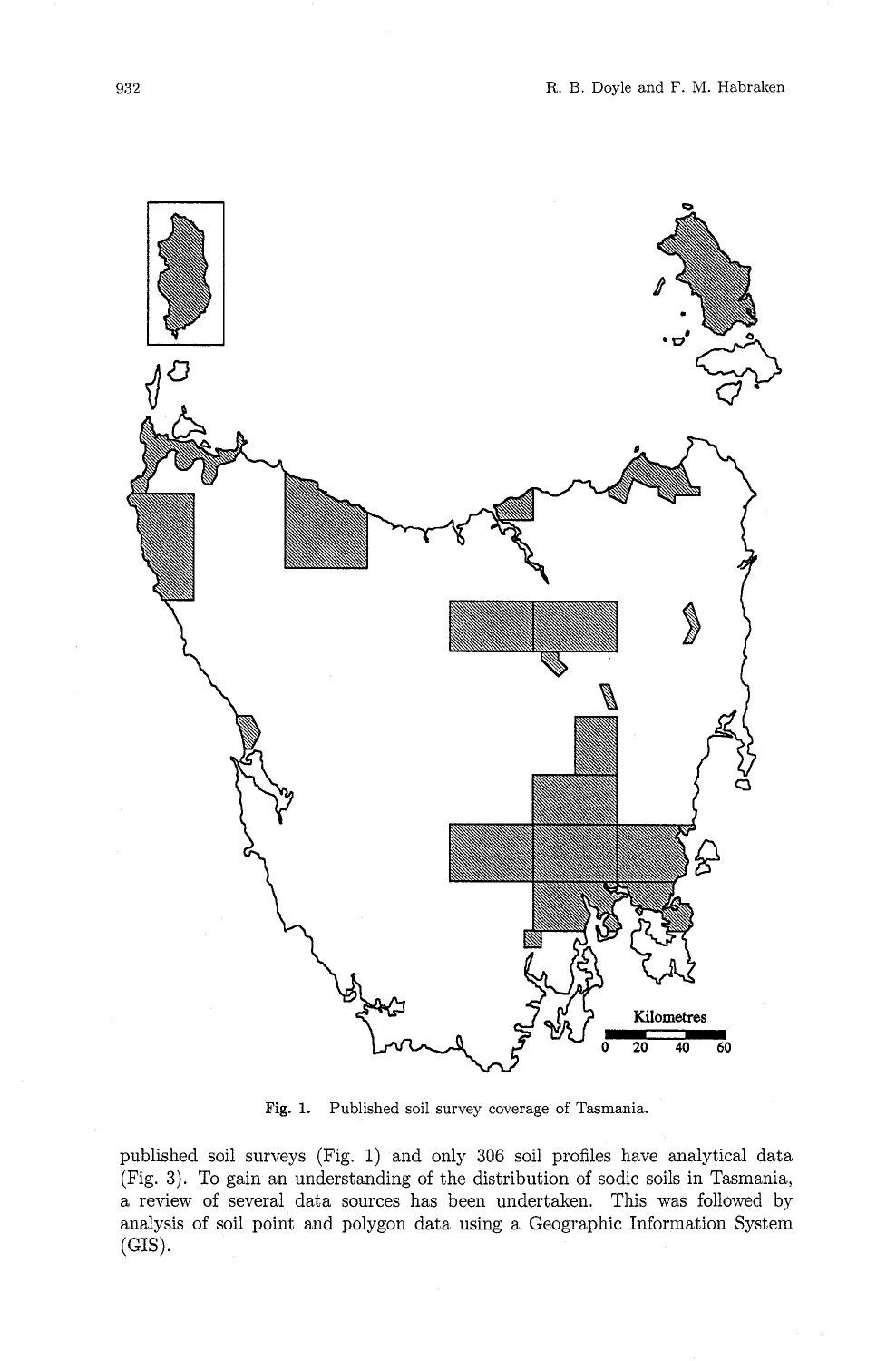Fig. 1. Published soil survey coverage of Tasmania.

published soil surveys (Fig. 1) and only 306 soil profiles have analytical data (Fig. 3). To gain an understanding of the distribution of sodic soils in Tasmania, a review of several data sources has been undertaken. This was followed by analysis of soil point and polygon data using a Geographic Information System (GIS).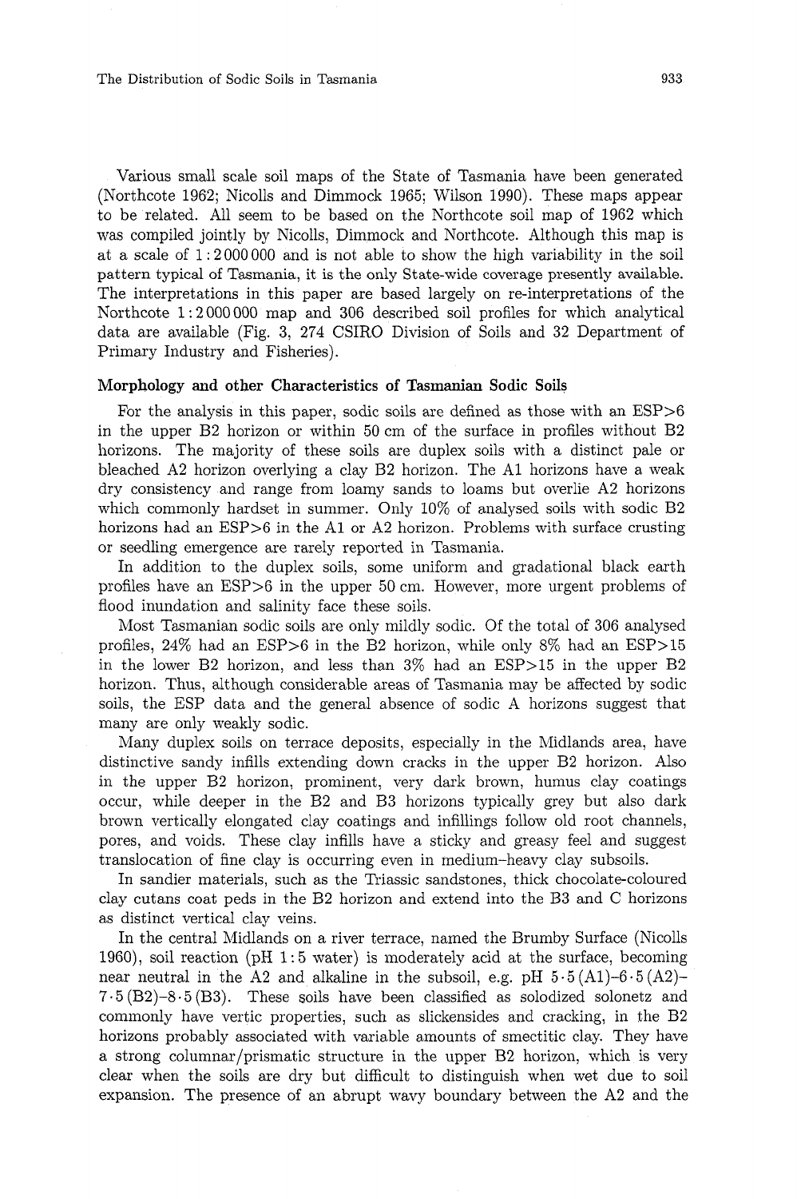Various small scale soil maps of the State of Tasmania have been generated (Northcote 1962; Nicolls and Dimmock 1965; Wilson 1990). These maps appear to be related. All seem to be based on the Northcote soil map of 1962 which was compiled jointly by Nicolls, Dimmock and Northcote. Although this map is at a scale of 1 : 2 000 000 and is not able to show the high variability in the soil pattern typical of Tasmania, it is the only State-wide coverage presently available. The interpretations in this paper are based largely on re-interpretations of the Northcote 1 : 2 000 000 map and 306 described soil profiles for which analytical data are available (Fig. 3, 274 CSIRO Division of Soils and 32 Department of Primary Industry and Fisheries).

### Morphology and other Characteristics of Tasmanian Sodic Soils

For the analysis in this paper, sodic soils are defined as those with an ESP>6 in the upper B2 horizon or within 50 cm of the surface in profiles without B2 horizons. The majority of these soils are duplex soils with a distinct pale or bleached A2 horizon overlying a clay B2 horizon. The A1 horizons have a weak dry consistency and range from loamy sands to loams but overlie A2 horizons which commonly hardset in summer. Only 10% of analysed soils with sodic B2 horizons had an ESP>6 in the A1 or A2 horizon. Problems with surface crusting or seedling emergence are rarely reported in Tasmania.

In addition to the duplex soils, some uniform and gradational black earth profiles have an ESP>6 in the upper 50 cm. However, more urgent problems of flood inundation and salinity face these soils.

Most Tasmanian sodic soils are only mildly sodic. Of the total of 306 analysed profiles, 24% had an ESP>6 in the B2 horizon, while only 8% had an ESP>15 in the lower B2 horizon, and less than 3% had an ESP>15 in the upper B2 horizon. Thus, although considerable areas of Tasmania may be affected by sodic soils, the ESP data and the general absence of sodic A horizons suggest that many are only weakly sodic.

Many duplex soils on terrace deposits, especially in the Midlands area, have distinctive sandy infills extending down cracks in the upper B2 horizon. Also in the upper B2 horizon, prominent, very dark brown, humus clay coatings occur, while deeper in the B2 and B3 horizons typically grey but also dark brown vertically elongated clay coatings and infillings follow old root channels, pores, and voids. These clay infills have a sticky and greasy feel and suggest translocation of fine clay is occurring even in medium–heavy clay subsoils.

In sandier materials, such as the Triassic sandstones, thick chocolate-coloured clay cutans coat peds in the B2 horizon and extend into the B3 and C horizons as distinct vertical clay veins.

In the central Midlands on a river terrace, named the Brumby Surface (Nicolls 1960), soil reaction (pH 1 : 5 water) is moderately acid at the surface, becoming near neutral in the A2 and alkaline in the subsoil, e.g. pH 5·5 (A1)–6·5 (A2)–7·5 (B2)–8·5 (B3). These soils have been classified as solodized solonetz and commonly have vertic properties, such as slickensides and cracking, in the B2 horizons probably associated with variable amounts of smectitic clay. They have a strong columnar/prismatic structure in the upper B2 horizon, which is very clear when the soils are dry but difficult to distinguish when wet due to soil expansion. The presence of an abrupt wavy boundary between the A2 and the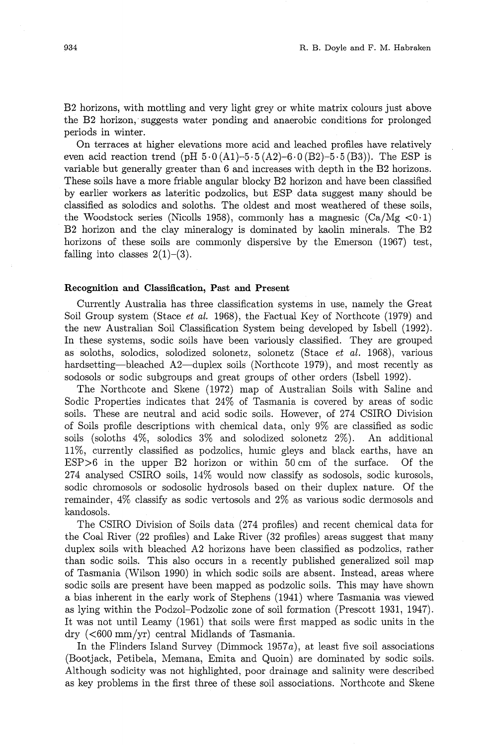B2 horizons, with mottling and very light grey or white matrix colours just above the B2 horizon, suggests water ponding and anaerobic conditions for prolonged periods in winter.

On terraces at higher elevations more acid and leached profiles have relatively even acid reaction trend (pH 5·0 (A1)–5·5 (A2)–6·0 (B2)–5·5 (B3)). The ESP is variable but generally greater than 6 and increases with depth in the B2 horizons. These soils have a more friable angular blocky B2 horizon and have been classified by earlier workers as lateritic podzolics, but ESP data suggest many should be classified as solodics and soloths. The oldest and most weathered of these soils, the Woodstock series (Nicolls 1958), commonly has a magnesic (Ca/Mg <0·1) B2 horizon and the clay mineralogy is dominated by kaolin minerals. The B2 horizons of these soils are commonly dispersive by the Emerson (1967) test, falling into classes 2(1)–(3).

### Recognition and Classification, Past and Present

Currently Australia has three classification systems in use, namely the Great Soil Group system (Stace *et al.* 1968), the Factual Key of Northcote (1979) and the new Australian Soil Classification System being developed by Isbell (1992). In these systems, sodic soils have been variously classified. They are grouped as soloths, solodics, solodized solonetz, solonetz (Stace *et al.* 1968), various hardsetting—bleached A2—duplex soils (Northcote 1979), and most recently as sodosols or sodic subgroups and great groups of other orders (Isbell 1992).

The Northcote and Skene (1972) map of Australian Soils with Saline and Sodic Properties indicates that 24% of Tasmania is covered by areas of sodic soils. These are neutral and acid sodic soils. However, of 274 CSIRO Division of Soils profile descriptions with chemical data, only 9% are classified as sodic soils (soloths 4%, solodics 3% and solodized solonetz 2%). An additional 11%, currently classified as podzolics, humic gleys and black earths, have an ESP>6 in the upper B2 horizon or within 50 cm of the surface. Of the 274 analysed CSIRO soils, 14% would now classify as sodosols, sodic kurosols, sodic chromosols or sodosolic hydrosols based on their duplex nature. Of the remainder, 4% classify as sodic vertosols and 2% as various sodic dermosols and kandosols.

The CSIRO Division of Soils data (274 profiles) and recent chemical data for the Coal River (22 profiles) and Lake River (32 profiles) areas suggest that many duplex soils with bleached A2 horizons have been classified as podzolics, rather than sodic soils. This also occurs in a recently published generalized soil map of Tasmania (Wilson 1990) in which sodic soils are absent. Instead, areas where sodic soils are present have been mapped as podzolic soils. This may have shown a bias inherent in the early work of Stephens (1941) where Tasmania was viewed as lying within the Podzol–Podzolic zone of soil formation (Prescott 1931, 1947). It was not until Leamy (1961) that soils were first mapped as sodic units in the dry (<600 mm/yr) central Midlands of Tasmania.

In the Flinders Island Survey (Dimmock 1957*a*), at least five soil associations (Bootjack, Petibela, Memana, Emita and Quoin) are dominated by sodic soils. Although sodicity was not highlighted, poor drainage and salinity were described as key problems in the first three of these soil associations. Northcote and Skene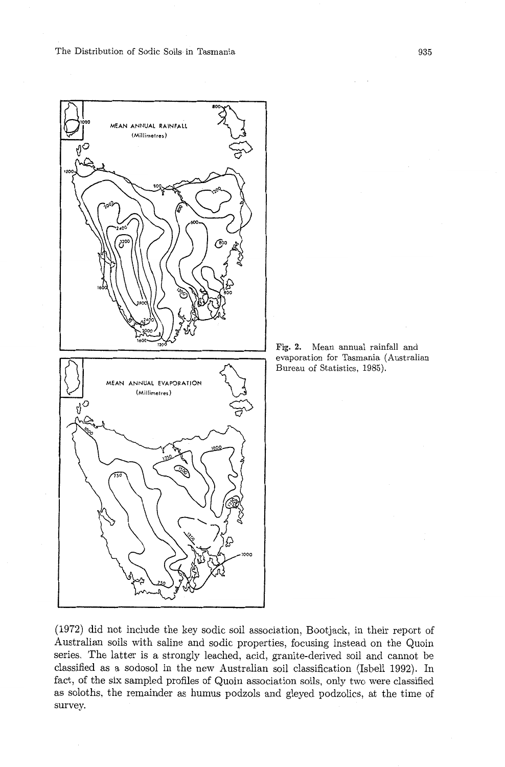Fig. 2. Mean annual rainfall and evaporation for Tasmania (Australian Bureau of Statistics, 1985).

(1972) did not include the key sodic soil association, Bootjack, in their report of Australian soils with saline and sodic properties, focusing instead on the Quoin series. The latter is a strongly leached, acid, granite-derived soil and cannot be classified as a sodosol in the new Australian soil classification (Isbell 1992). In fact, of the six sampled profiles of Quoin association soils, only two were classified as soloths, the remainder as humus podzols and gleyed podzolics, at the time of survey.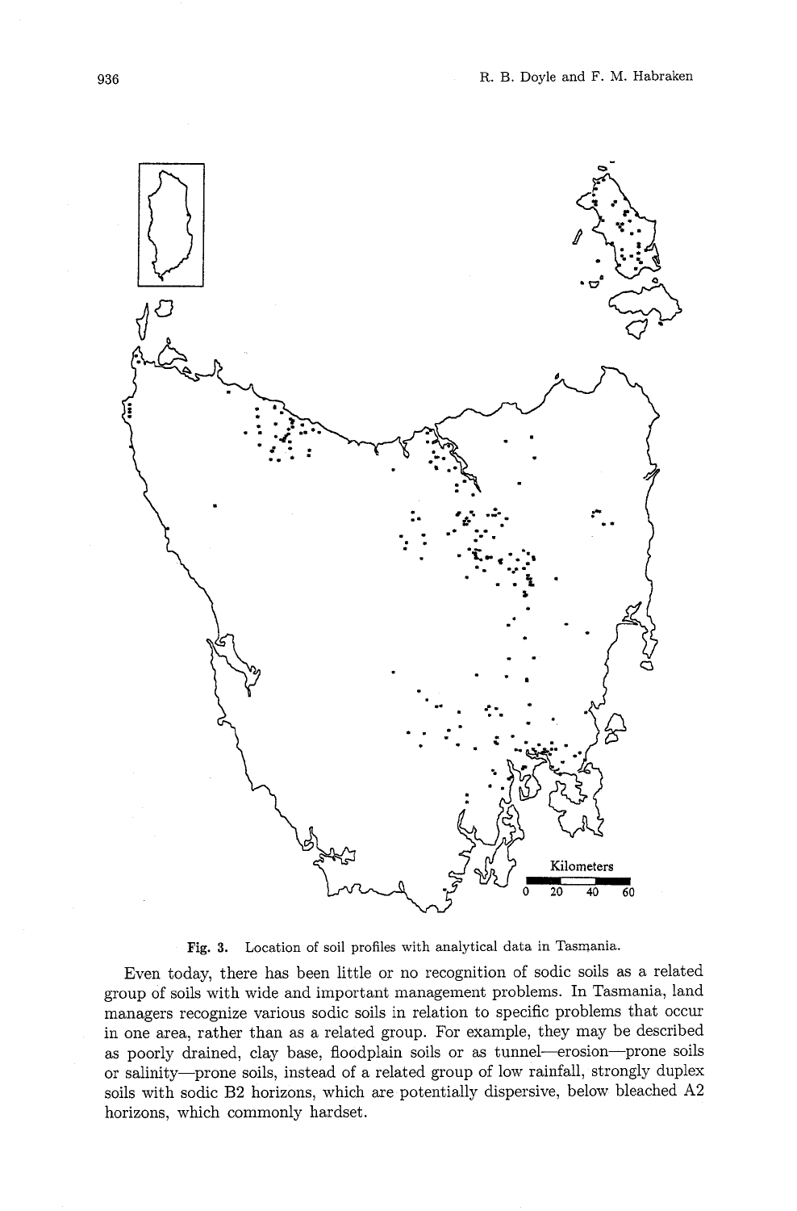Fig. 3. Location of soil profiles with analytical data in Tasmania.

Even today, there has been little or no recognition of sodic soils as a related group of soils with wide and important management problems. In Tasmania, land managers recognize various sodic soils in relation to specific problems that occur in one area, rather than as a related group. For example, they may be described as poorly drained, clay base, floodplain soils or as tunnel—erosion—prone soils or salinity—prone soils, instead of a related group of low rainfall, strongly duplex soils with sodic B2 horizons, which are potentially dispersive, below bleached A2 horizons, which commonly hardset.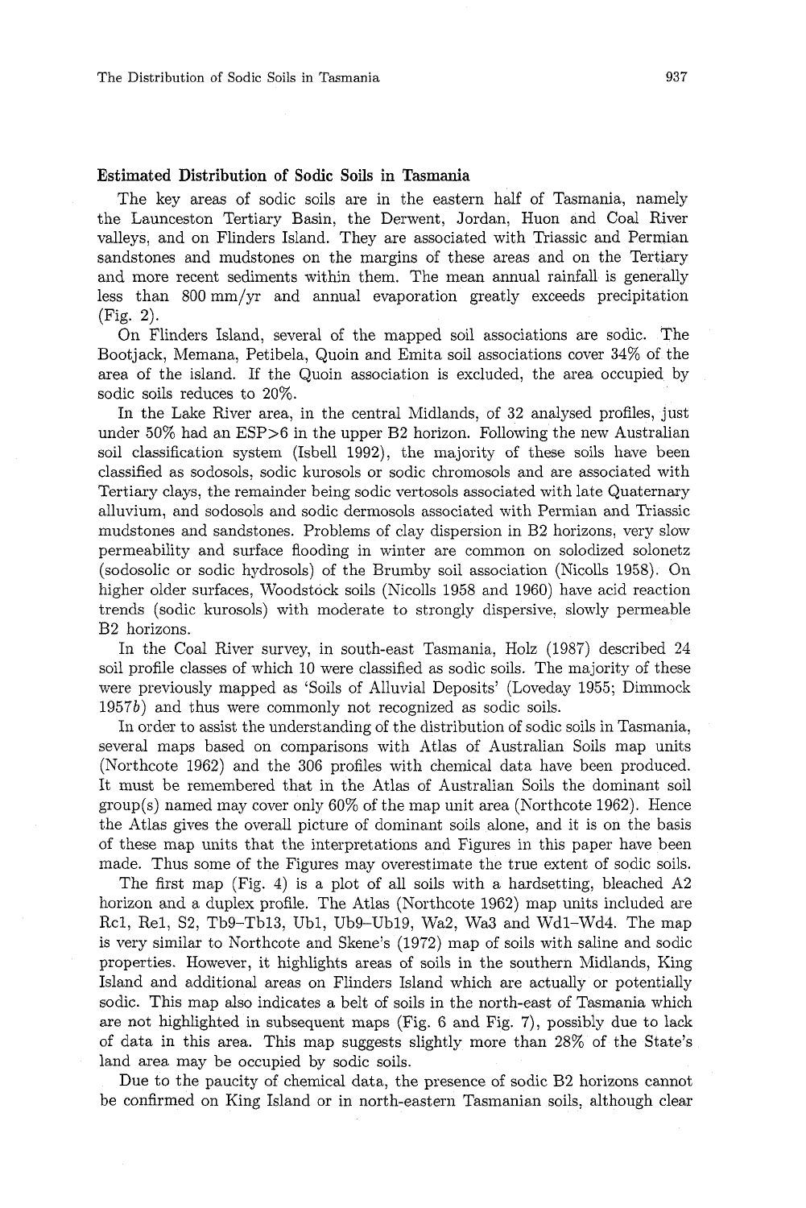## Estimated Distribution of Sodic Soils in Tasmania

The key areas of sodic soils are in the eastern half of Tasmania, namely the Launceston Tertiary Basin, the Derwent, Jordan, Huon and Coal River valleys, and on Flinders Island. They are associated with Triassic and Permian sandstones and mudstones on the margins of these areas and on the Tertiary and more recent sediments within them. The mean annual rainfall is generally less than 800 mm/yr and annual evaporation greatly exceeds precipitation (Fig. 2).

On Flinders Island, several of the mapped soil associations are sodic. The Bootjack, Memana, Petibela, Quoin and Emita soil associations cover 34% of the area of the island. If the Quoin association is excluded, the area occupied by sodic soils reduces to 20%.

In the Lake River area, in the central Midlands, of 32 analysed profiles, just under 50% had an ESP>6 in the upper B2 horizon. Following the new Australian soil classification system (Isbell 1992), the majority of these soils have been classified as sodosols, sodic kurosols or sodic chromosols and are associated with Tertiary clays, the remainder being sodic vertosols associated with late Quaternary alluvium, and sodosols and sodic dermosols associated with Permian and Triassic mudstones and sandstones. Problems of clay dispersion in B2 horizons, very slow permeability and surface flooding in winter are common on solodized solonetz (sodosolic or sodic hydrosols) of the Brumby soil association (Nicolls 1958). On higher older surfaces, Woodstock soils (Nicolls 1958 and 1960) have acid reaction trends (sodic kurosols) with moderate to strongly dispersive, slowly permeable B2 horizons.

In the Coal River survey, in south-east Tasmania, Holz (1987) described 24 soil profile classes of which 10 were classified as sodic soils. The majority of these were previously mapped as 'Soils of Alluvial Deposits' (Loveday 1955; Dimmock 1957*b*) and thus were commonly not recognized as sodic soils.

In order to assist the understanding of the distribution of sodic soils in Tasmania, several maps based on comparisons with Atlas of Australian Soils map units (Northcote 1962) and the 306 profiles with chemical data have been produced. It must be remembered that in the Atlas of Australian Soils the dominant soil group(s) named may cover only 60% of the map unit area (Northcote 1962). Hence the Atlas gives the overall picture of dominant soils alone, and it is on the basis of these map units that the interpretations and Figures in this paper have been made. Thus some of the Figures may overestimate the true extent of sodic soils.

The first map (Fig. 4) is a plot of all soils with a hardsetting, bleached A2 horizon and a duplex profile. The Atlas (Northcote 1962) map units included are Rc1, Re1, S2, Tb9–Tb13, Ub1, Ub9–Ub19, Wa2, Wa3 and Wd1–Wd4. The map is very similar to Northcote and Skene's (1972) map of soils with saline and sodic properties. However, it highlights areas of soils in the southern Midlands, King Island and additional areas on Flinders Island which are actually or potentially sodic. This map also indicates a belt of soils in the north-east of Tasmania which are not highlighted in subsequent maps (Fig. 6 and Fig. 7), possibly due to lack of data in this area. This map suggests slightly more than 28% of the State's land area may be occupied by sodic soils.

Due to the paucity of chemical data, the presence of sodic B2 horizons cannot be confirmed on King Island or in north-eastern Tasmanian soils, although clear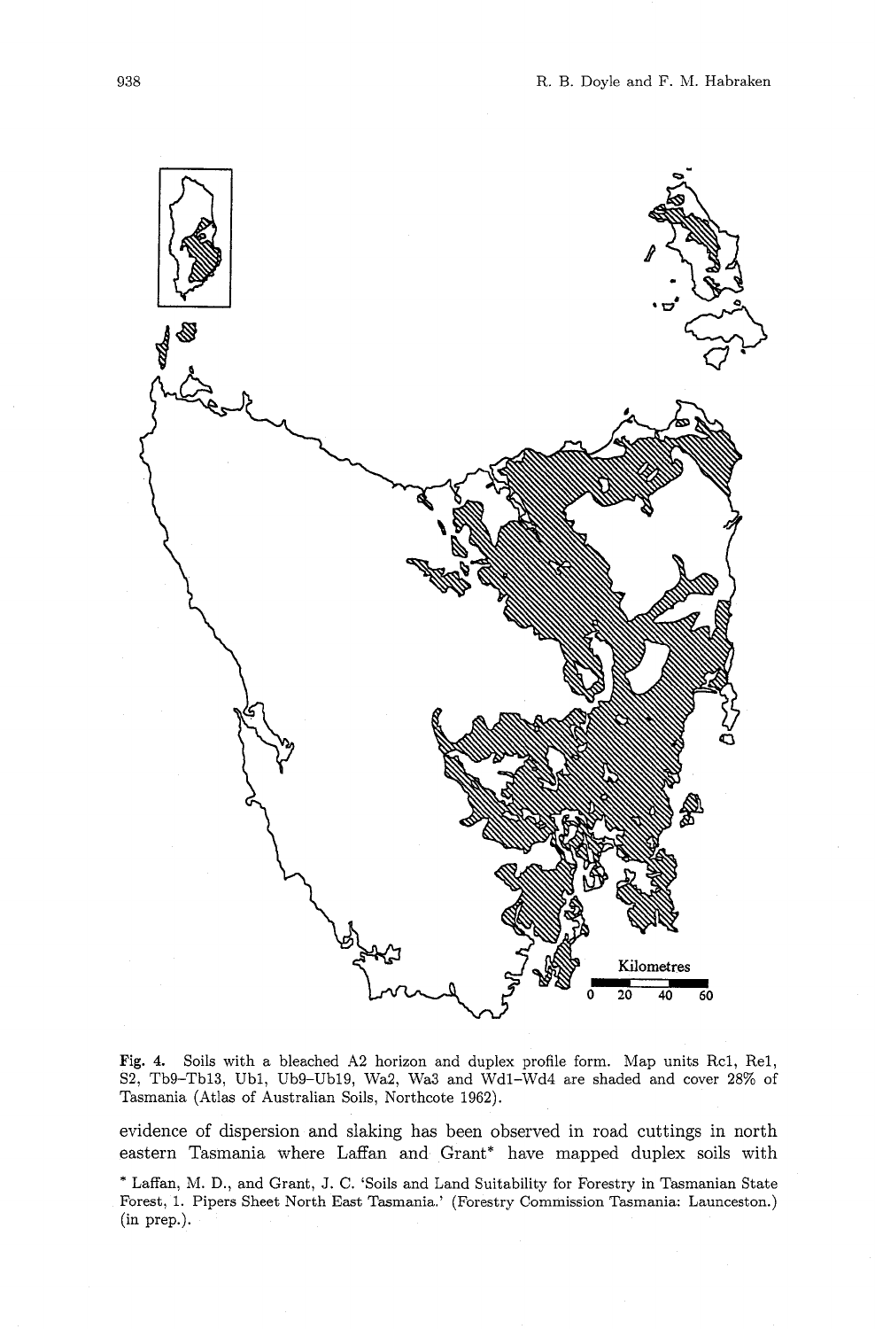**Fig. 4.** Soils with a bleached A2 horizon and duplex profile form. Map units Rc1, Re1, S2, Tb9–Tb13, Ub1, Ub9–Ub19, Wa2, Wa3 and Wd1–Wd4 are shaded and cover 28% of Tasmania (Atlas of Australian Soils, Northcote 1962).

evidence of dispersion and slaking has been observed in road cuttings in north eastern Tasmania where Laffan and Grant* have mapped duplex soils with

\* Laffan, M. D., and Grant, J. C. 'Soils and Land Suitability for Forestry in Tasmanian State Forest, 1. Pipers Sheet North East Tasmania.' (Forestry Commission Tasmania: Launceston.) (in prep.).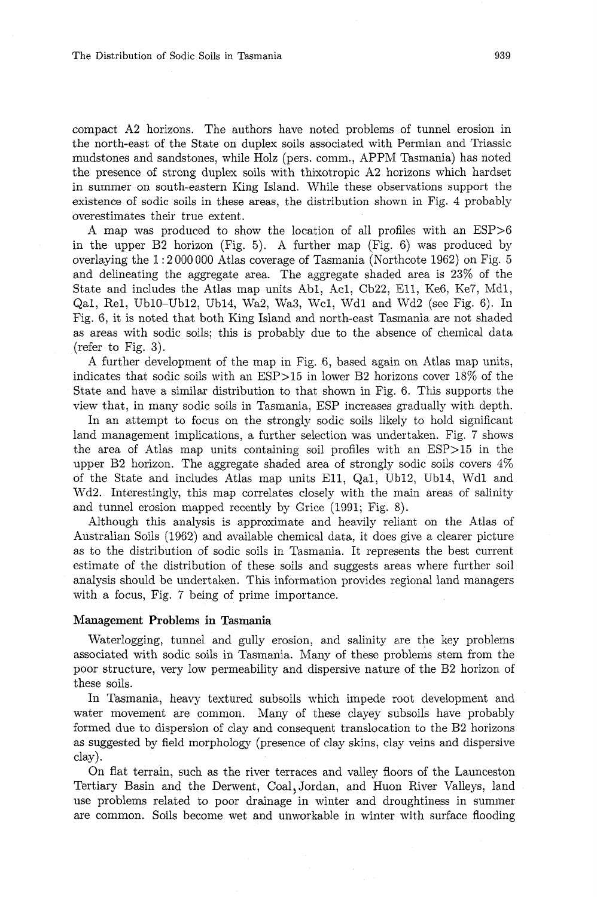compact A2 horizons. The authors have noted problems of tunnel erosion in the north-east of the State on duplex soils associated with Permian and Triassic mudstones and sandstones, while Holz (pers. comm., APPM Tasmania) has noted the presence of strong duplex soils with thixotropic A2 horizons which hardset in summer on south-eastern King Island. While these observations support the existence of sodic soils in these areas, the distribution shown in Fig. 4 probably overestimates their true extent.

A map was produced to show the location of all profiles with an ESP>6 in the upper B2 horizon (Fig. 5). A further map (Fig. 6) was produced by overlaying the 1 : 2 000 000 Atlas coverage of Tasmania (Northcote 1962) on Fig. 5 and delineating the aggregate area. The aggregate shaded area is 23% of the State and includes the Atlas map units Ab1, Ac1, Cb22, E11, Ke6, Ke7, Md1, Qa1, Re1, Ub10–Ub12, Ub14, Wa2, Wa3, Wc1, Wd1 and Wd2 (see Fig. 6). In Fig. 6, it is noted that both King Island and north-east Tasmania are not shaded as areas with sodic soils; this is probably due to the absence of chemical data (refer to Fig. 3).

A further development of the map in Fig. 6, based again on Atlas map units, indicates that sodic soils with an ESP>15 in lower B2 horizons cover 18% of the State and have a similar distribution to that shown in Fig. 6. This supports the view that, in many sodic soils in Tasmania, ESP increases gradually with depth.

In an attempt to focus on the strongly sodic soils likely to hold significant land management implications, a further selection was undertaken. Fig. 7 shows the area of Atlas map units containing soil profiles with an ESP>15 in the upper B2 horizon. The aggregate shaded area of strongly sodic soils covers 4% of the State and includes Atlas map units E11, Qa1, Ub12, Ub14, Wd1 and Wd2. Interestingly, this map correlates closely with the main areas of salinity and tunnel erosion mapped recently by Grice (1991; Fig. 8).

Although this analysis is approximate and heavily reliant on the Atlas of Australian Soils (1962) and available chemical data, it does give a clearer picture as to the distribution of sodic soils in Tasmania. It represents the best current estimate of the distribution of these soils and suggests areas where further soil analysis should be undertaken. This information provides regional land managers with a focus, Fig. 7 being of prime importance.

### Management Problems in Tasmania

Waterlogging, tunnel and gully erosion, and salinity are the key problems associated with sodic soils in Tasmania. Many of these problems stem from the poor structure, very low permeability and dispersive nature of the B2 horizon of these soils.

In Tasmania, heavy textured subsoils which impede root development and water movement are common. Many of these clayey subsoils have probably formed due to dispersion of clay and consequent translocation to the B2 horizons as suggested by field morphology (presence of clay skins, clay veins and dispersive clay).

On flat terrain, such as the river terraces and valley floors of the Launceston Tertiary Basin and the Derwent, Coal, Jordan, and Huon River Valleys, land use problems related to poor drainage in winter and droughtiness in summer are common. Soils become wet and unworkable in winter with surface flooding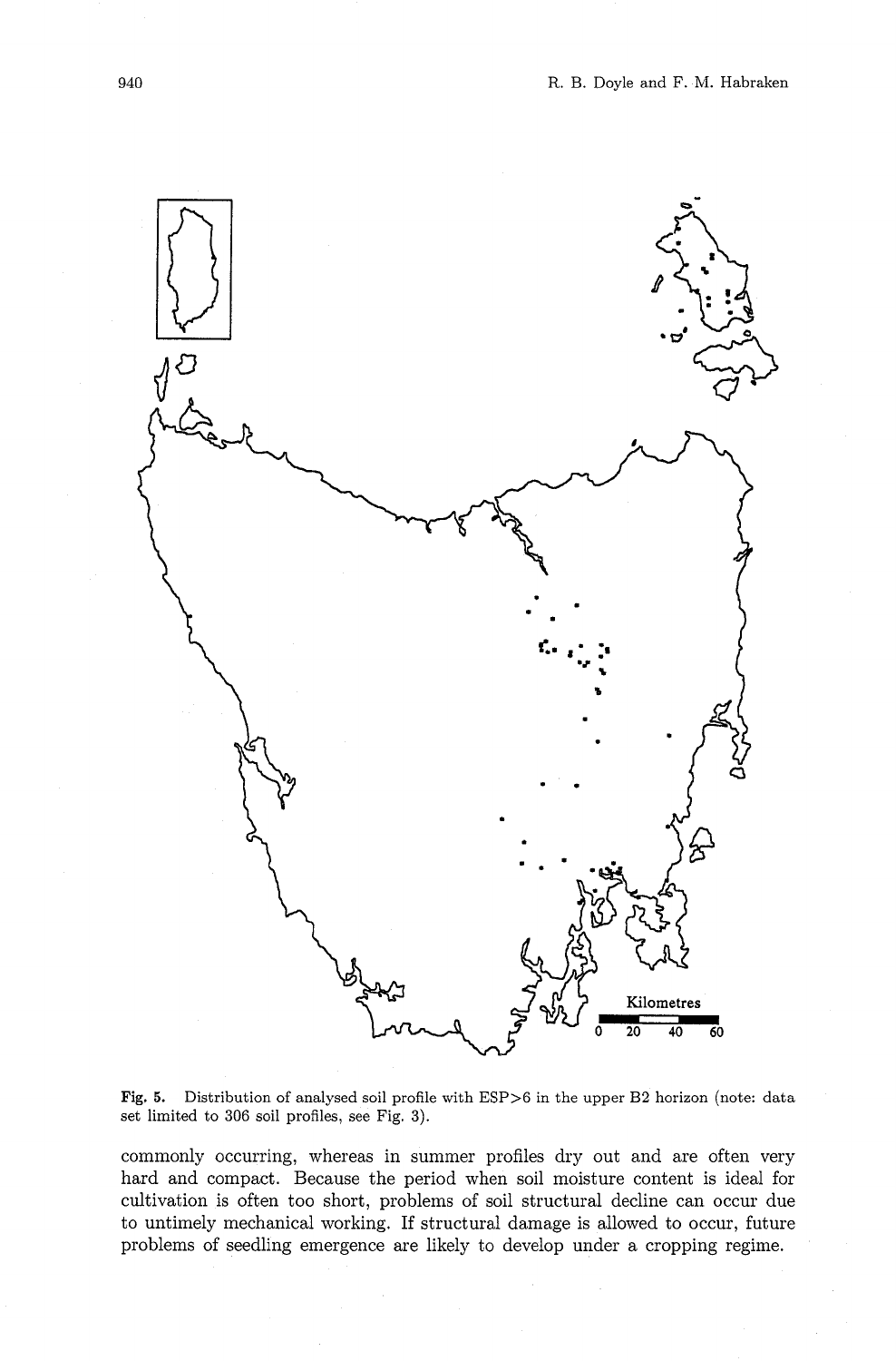**Fig. 5.** Distribution of analysed soil profile with ESP>6 in the upper B2 horizon (note: data set limited to 306 soil profiles, see Fig. 3).

commonly occurring, whereas in summer profiles dry out and are often very hard and compact. Because the period when soil moisture content is ideal for cultivation is often too short, problems of soil structural decline can occur due to untimely mechanical working. If structural damage is allowed to occur, future problems of seedling emergence are likely to develop under a cropping regime.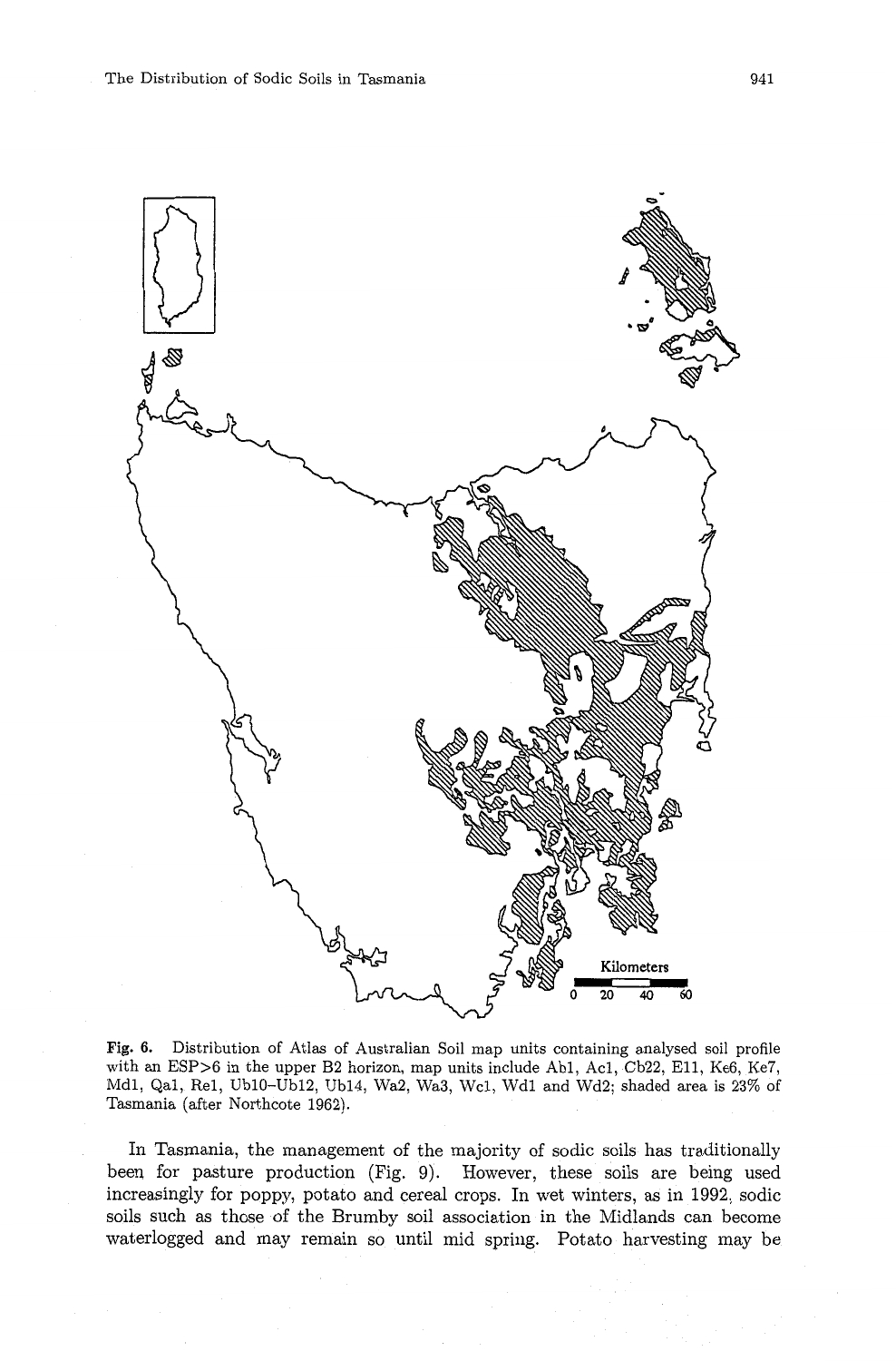**Fig. 6.** Distribution of Atlas of Australian Soil map units containing analysed soil profile with an ESP>6 in the upper B2 horizon, map units include Ab1, Ac1, Cb22, E11, Ke6, Ke7, Md1, Qa1, Re1, Ub10–Ub12, Ub14, Wa2, Wa3, Wc1, Wd1 and Wd2; shaded area is 23% of Tasmania (after Northcote 1962).

In Tasmania, the management of the majority of sodic soils has traditionally been for pasture production (Fig. 9). However, these soils are being used increasingly for poppy, potato and cereal crops. In wet winters, as in 1992, sodic soils such as those of the Brumby soil association in the Midlands can become waterlogged and may remain so until mid spring. Potato harvesting may be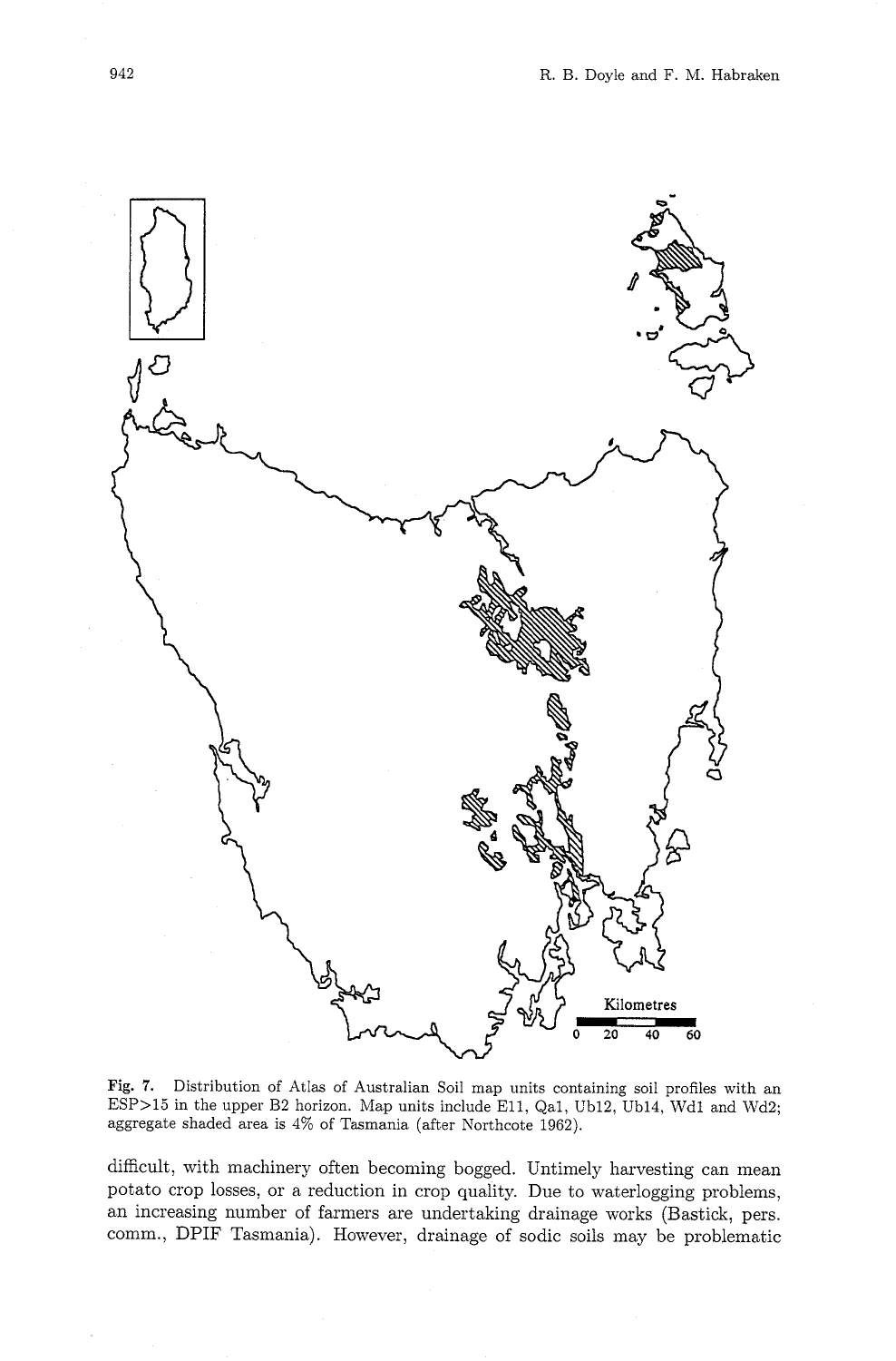Fig. 7. Distribution of Atlas of Australian Soil map units containing soil profiles with an ESP>15 in the upper B2 horizon. Map units include E11, Qa1, Ub12, Ub14, Wd1 and Wd2; aggregate shaded area is 4% of Tasmania (after Northcote 1962).

difficult, with machinery often becoming bogged. Untimely harvesting can mean potato crop losses, or a reduction in crop quality. Due to waterlogging problems, an increasing number of farmers are undertaking drainage works (Bastick, pers. comm., DPIF Tasmania). However, drainage of sodic soils may be problematic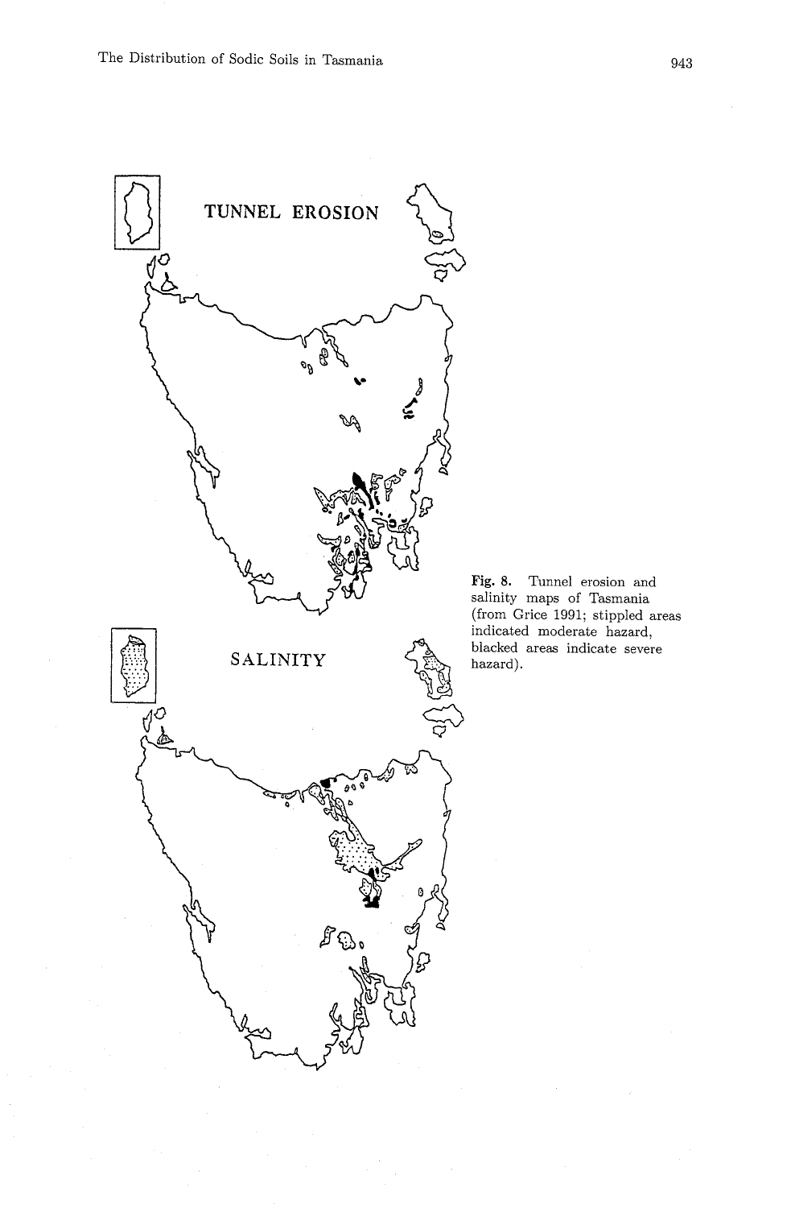TUNNEL EROSION

SALINITY

Fig. 8. Tunnel erosion and salinity maps of Tasmania (from Grice 1991; stippled areas indicated moderate hazard, blacked areas indicate severe hazard).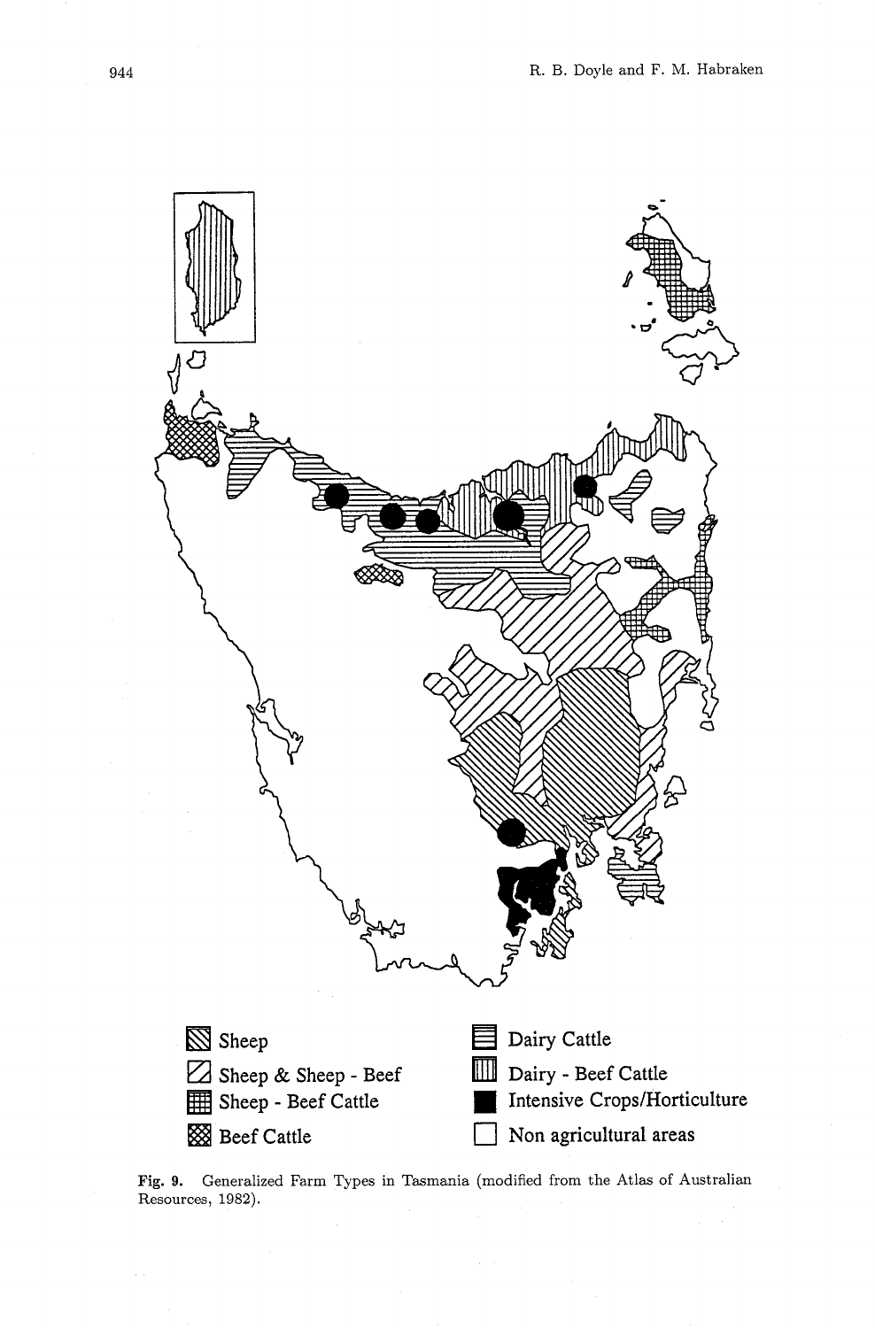Sheep

Sheep & Sheep - Beef

Sheep - Beef Cattle

Beef Cattle

Dairy Cattle

Dairy - Beef Cattle

Intensive Crops/Horticulture

Non agricultural areas

**Fig. 9.** Generalized Farm Types in Tasmania (modified from the Atlas of Australian Resources, 1982).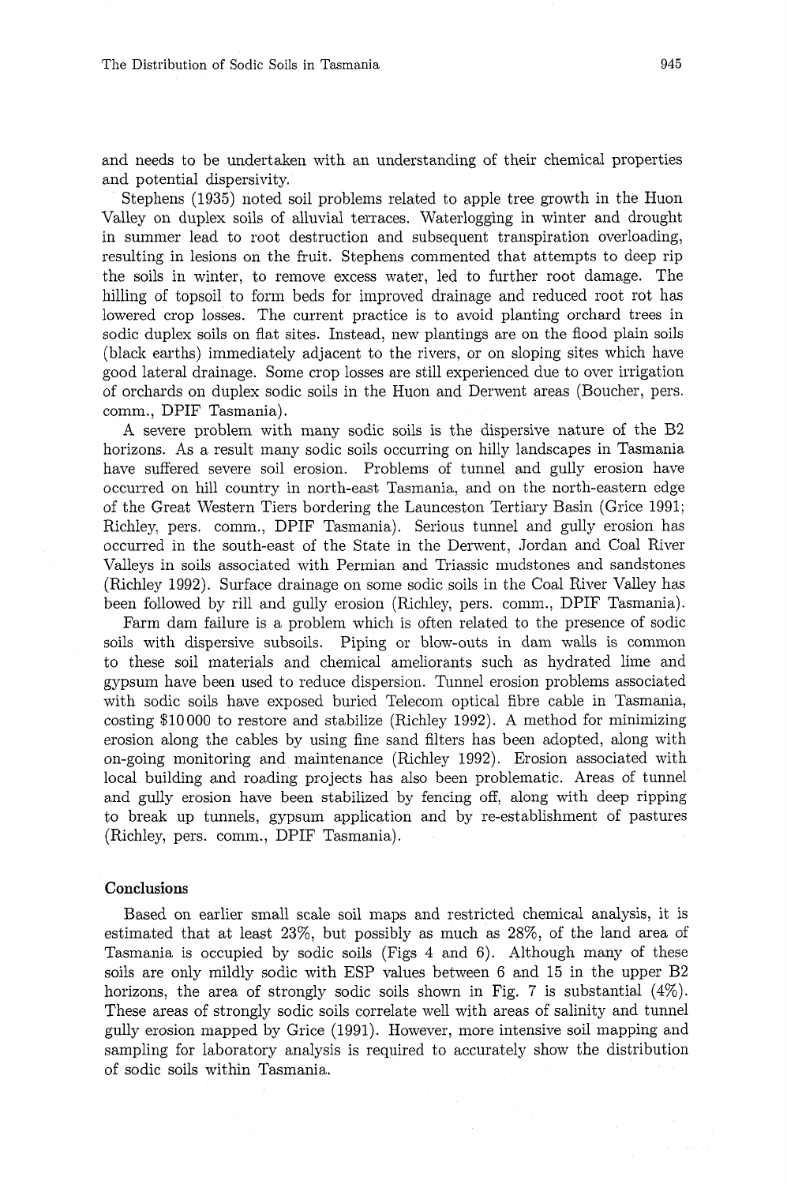and needs to be undertaken with an understanding of their chemical properties and potential dispersivity.

Stephens (1935) noted soil problems related to apple tree growth in the Huon Valley on duplex soils of alluvial terraces. Waterlogging in winter and drought in summer lead to root destruction and subsequent transpiration overloading, resulting in lesions on the fruit. Stephens commented that attempts to deep rip the soils in winter, to remove excess water, led to further root damage. The hilling of topsoil to form beds for improved drainage and reduced root rot has lowered crop losses. The current practice is to avoid planting orchard trees in sodic duplex soils on flat sites. Instead, new plantings are on the flood plain soils (black earths) immediately adjacent to the rivers, or on sloping sites which have good lateral drainage. Some crop losses are still experienced due to over irrigation of orchards on duplex sodic soils in the Huon and Derwent areas (Boucher, pers. comm., DPIF Tasmania).

A severe problem with many sodic soils is the dispersive nature of the B2 horizons. As a result many sodic soils occurring on hilly landscapes in Tasmania have suffered severe soil erosion. Problems of tunnel and gully erosion have occurred on hill country in north-east Tasmania, and on the north-eastern edge of the Great Western Tiers bordering the Launceston Tertiary Basin (Grice 1991; Richley, pers. comm., DPIF Tasmania). Serious tunnel and gully erosion has occurred in the south-east of the State in the Derwent, Jordan and Coal River Valleys in soils associated with Permian and Triassic mudstones and sandstones (Richley 1992). Surface drainage on some sodic soils in the Coal River Valley has been followed by rill and gully erosion (Richley, pers. comm., DPIF Tasmania).

Farm dam failure is a problem which is often related to the presence of sodic soils with dispersive subsoils. Piping or blow-outs in dam walls is common to these soil materials and chemical ameliorants such as hydrated lime and gypsum have been used to reduce dispersion. Tunnel erosion problems associated with sodic soils have exposed buried Telecom optical fibre cable in Tasmania, costing $10 000 to restore and stabilize (Richley 1992). A method for minimizing erosion along the cables by using fine sand filters has been adopted, along with on-going monitoring and maintenance (Richley 1992). Erosion associated with local building and roading projects has also been problematic. Areas of tunnel and gully erosion have been stabilized by fencing off, along with deep ripping to break up tunnels, gypsum application and by re-establishment of pastures (Richley, pers. comm., DPIF Tasmania).

## Conclusions

Based on earlier small scale soil maps and restricted chemical analysis, it is estimated that at least 23%, but possibly as much as 28%, of the land area of Tasmania is occupied by sodic soils (Figs 4 and 6). Although many of these soils are only mildly sodic with ESP values between 6 and 15 in the upper B2 horizons, the area of strongly sodic soils shown in Fig. 7 is substantial (4%). These areas of strongly sodic soils correlate well with areas of salinity and tunnel gully erosion mapped by Grice (1991). However, more intensive soil mapping and sampling for laboratory analysis is required to accurately show the distribution of sodic soils within Tasmania.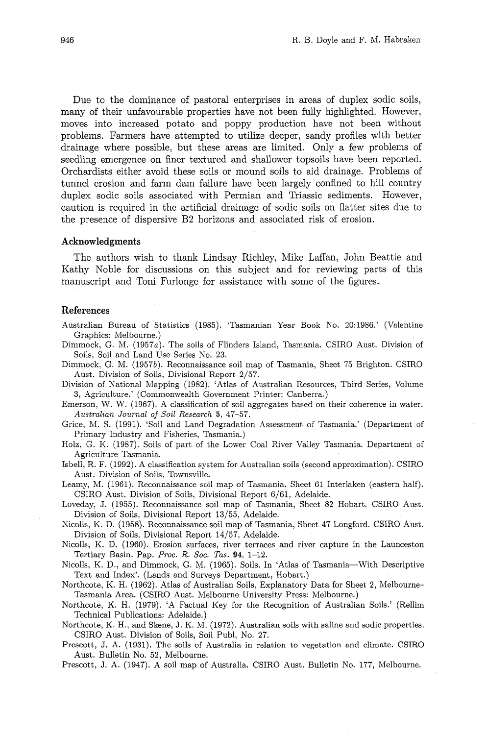Due to the dominance of pastoral enterprises in areas of duplex sodic soils, many of their unfavourable properties have not been fully highlighted. However, moves into increased potato and poppy production have not been without problems. Farmers have attempted to utilize deeper, sandy profiles with better drainage where possible, but these areas are limited. Only a few problems of seedling emergence on finer textured and shallower topsoils have been reported. Orchardists either avoid these soils or mound soils to aid drainage. Problems of tunnel erosion and farm dam failure have been largely confined to hill country duplex sodic soils associated with Permian and Triassic sediments. However, caution is required in the artificial drainage of sodic soils on flatter sites due to the presence of dispersive B2 horizons and associated risk of erosion.

## Acknowledgments

The authors wish to thank Lindsay Richley, Mike Laffan, John Beattie and Kathy Noble for discussions on this subject and for reviewing parts of this manuscript and Toni Furlonge for assistance with some of the figures.

## References

Australian Bureau of Statistics (1985). 'Tasmanian Year Book No. 20:1986.' (Valentine Graphics: Melbourne.)

Dimmock, G. M. (1957*a*). The soils of Flinders Island, Tasmania. CSIRO Aust. Division of Soils, Soil and Land Use Series No. 23.

Dimmock, G. M. (1957*b*). Reconnaissance soil map of Tasmania, Sheet 75 Brighton. CSIRO Aust. Division of Soils, Divisional Report 2/57.

Division of National Mapping (1982). 'Atlas of Australian Resources, Third Series, Volume 3, Agriculture.' (Commonwealth Government Printer: Canberra.)

Emerson, W. W. (1967). A classification of soil aggregates based on their coherence in water. *Australian Journal of Soil Research* **5**, 47–57.

Grice, M. S. (1991). 'Soil and Land Degradation Assessment of Tasmania.' (Department of Primary Industry and Fisheries, Tasmania.)

Holz, G. K. (1987). Soils of part of the Lower Coal River Valley Tasmania. Department of Agriculture Tasmania.

Isbell, R. F. (1992). A classification system for Australian soils (second approximation). CSIRO Aust. Division of Soils, Townsville.

Leamy, M. (1961). Reconnaissance soil map of Tasmania, Sheet 61 Interlaken (eastern half). CSIRO Aust. Division of Soils, Divisional Report 6/61, Adelaide.

Loveday, J. (1955). Reconnaissance soil map of Tasmania, Sheet 82 Hobart. CSIRO Aust. Division of Soils, Divisional Report 13/55, Adelaide.

Nicolls, K. D. (1958). Reconnaissance soil map of Tasmania, Sheet 47 Longford. CSIRO Aust. Division of Soils, Divisional Report 14/57, Adelaide.

Nicolls, K. D. (1960). Erosion surfaces, river terraces and river capture in the Launceston Tertiary Basin. Pap. *Proc. R. Soc. Tas.* **94**, 1–12.

Nicolls, K. D., and Dimmock, G. M. (1965). Soils. In 'Atlas of Tasmania—With Descriptive Text and Index'. (Lands and Surveys Department, Hobart.)

Northcote, K. H. (1962). Atlas of Australian Soils, Explanatory Data for Sheet 2, Melbourne–Tasmania Area. (CSIRO Aust. Melbourne University Press: Melbourne.)

Northcote, K. H. (1979). 'A Factual Key for the Recognition of Australian Soils.' (Rellim Technical Publications: Adelaide.)

Northcote, K. H., and Skene, J. K. M. (1972). Australian soils with saline and sodic properties. CSIRO Aust. Division of Soils, Soil Publ, No. 27.

Prescott, J. A. (1931). The soils of Australia in relation to vegetation and climate. CSIRO Aust. Bulletin No. 52, Melbourne.

Prescott, J. A. (1947). A soil map of Australia. CSIRO Aust. Bulletin No. 177, Melbourne.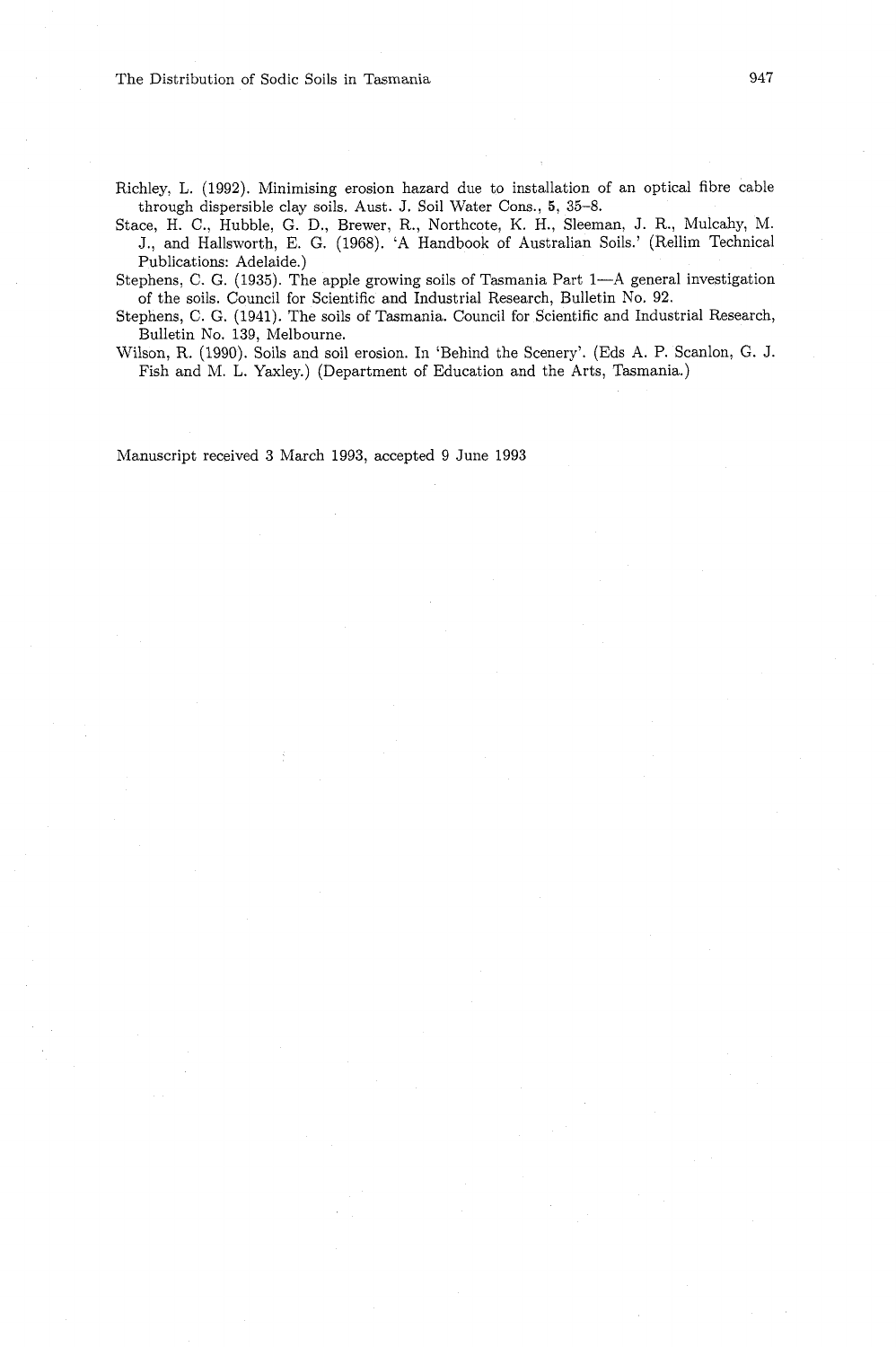Richley, L. (1992). Minimising erosion hazard due to installation of an optical fibre cable through dispersible clay soils. Aust. J. Soil Water Cons., **5**, 35–8.

Stace, H. C., Hubble, G. D., Brewer, R., Northcote, K. H., Sleeman, J. R., Mulcahy, M. J., and Hallsworth, E. G. (1968). 'A Handbook of Australian Soils.' (Rellim Technical Publications: Adelaide.)

Stephens, C. G. (1935). The apple growing soils of Tasmania Part 1—A general investigation of the soils. Council for Scientific and Industrial Research, Bulletin No. 92.

Stephens, C. G. (1941). The soils of Tasmania. Council for Scientific and Industrial Research, Bulletin No. 139, Melbourne.

Wilson, R. (1990). Soils and soil erosion. In 'Behind the Scenery'. (Eds A. P. Scanlon, G. J. Fish and M. L. Yaxley.) (Department of Education and the Arts, Tasmania.)

Manuscript received 3 March 1993, accepted 9 June 1993